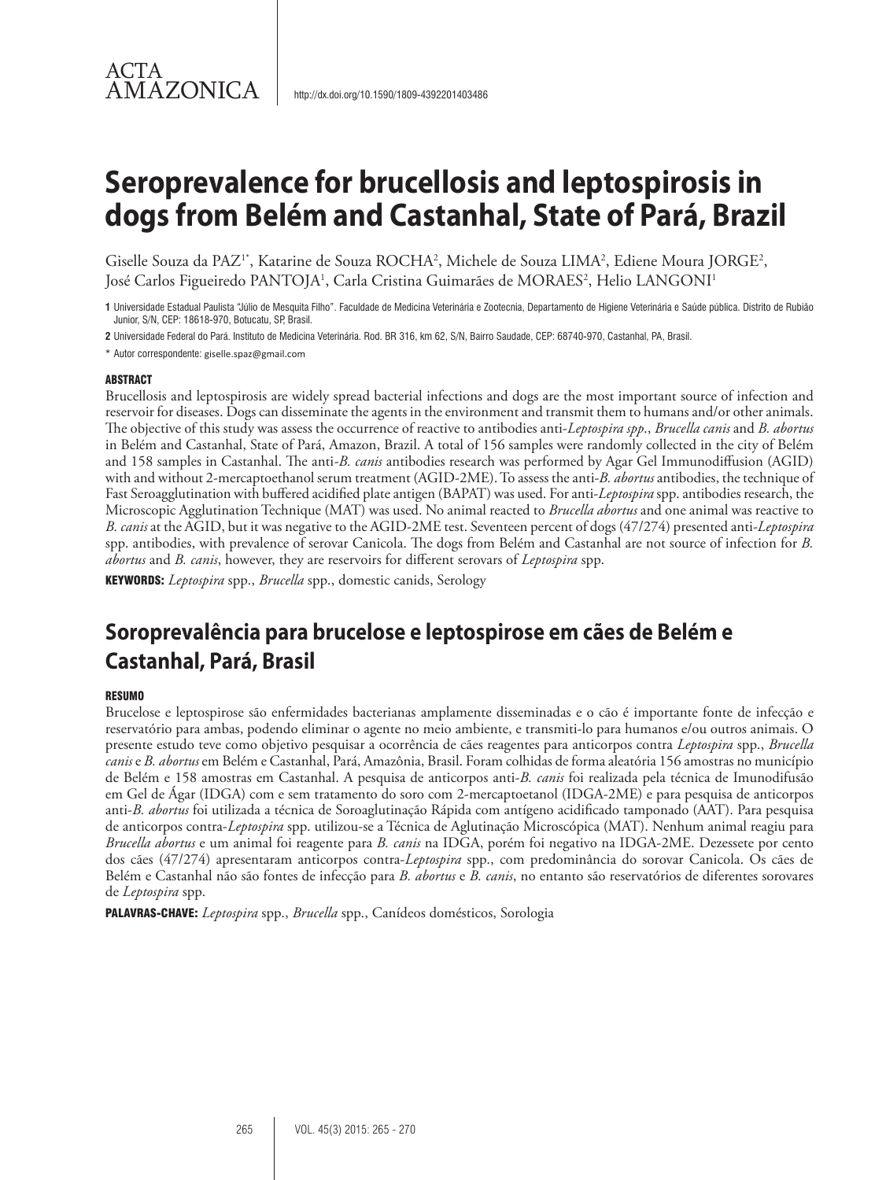ACTA AMAZONICA

http://dx.doi.org/10.1590/1809-4392201403486

# Seroprevalence for brucellosis and leptospirosis in dogs from Belém and Castanhal, State of Pará, Brazil

Giselle Souza da PAZ[1*], Katarine de Souza ROCHA[2], Michele de Souza LIMA[2], Ediene Moura JORGE[2], José Carlos Figueiredo PANTOJA[1], Carla Cristina Guimarães de MORAES[2], Helio LANGONI[1]

**1** Universidade Estadual Paulista "Júlio de Mesquita Filho". Faculdade de Medicina Veterinária e Zootecnia, Departamento de Higiene Veterinária e Saúde pública. Distrito de Rubião Junior, S/N, CEP: 18618-970, Botucatu, SP, Brasil.

**2** Universidade Federal do Pará. Instituto de Medicina Veterinária. Rod. BR 316, km 62, S/N, Bairro Saudade, CEP: 68740-970, Castanhal, PA, Brasil.

\* Autor correspondente: giselle.spaz@gmail.com

### ABSTRACT

Brucellosis and leptospirosis are widely spread bacterial infections and dogs are the most important source of infection and reservoir for diseases. Dogs can disseminate the agents in the environment and transmit them to humans and/or other animals. The objective of this study was assess the occurrence of reactive to antibodies anti-*Leptospira spp*., *Brucella canis* and *B. abortus* in Belém and Castanhal, State of Pará, Amazon, Brazil. A total of 156 samples were randomly collected in the city of Belém and 158 samples in Castanhal. The anti-*B. canis* antibodies research was performed by Agar Gel Immunodiffusion (AGID) with and without 2-mercaptoethanol serum treatment (AGID-2ME). To assess the anti-*B. abortus* antibodies, the technique of Fast Seroagglutination with buffered acidified plate antigen (BAPAT) was used. For anti-*Leptospira* spp. antibodies research, the Microscopic Agglutination Technique (MAT) was used. No animal reacted to *Brucella abortus* and one animal was reactive to *B. canis* at the AGID, but it was negative to the AGID-2ME test. Seventeen percent of dogs (47/274) presented anti-*Leptospira* spp. antibodies, with prevalence of serovar Canicola. The dogs from Belém and Castanhal are not source of infection for *B. abortus* and *B. canis*, however, they are reservoirs for different serovars of *Leptospira* spp.

**KEYWORDS:** *Leptospira* spp., *Brucella* spp., domestic canids, Serology

## Soroprevalência para brucelose e leptospirose em cães de Belém e Castanhal, Pará, Brasil

### RESUMO

Brucelose e leptospirose são enfermidades bacterianas amplamente disseminadas e o cão é importante fonte de infecção e reservatório para ambas, podendo eliminar o agente no meio ambiente, e transmiti-lo para humanos e/ou outros animais. O presente estudo teve como objetivo pesquisar a ocorrência de cães reagentes para anticorpos contra *Leptospira* spp., *Brucella canis* e *B. abortus* em Belém e Castanhal, Pará, Amazônia, Brasil. Foram colhidas de forma aleatória 156 amostras no município de Belém e 158 amostras em Castanhal. A pesquisa de anticorpos anti-*B. canis* foi realizada pela técnica de Imunodifusão em Gel de Ágar (IDGA) com e sem tratamento do soro com 2-mercaptoetanol (IDGA-2ME) e para pesquisa de anticorpos anti-*B. abortus* foi utilizada a técnica de Soroaglutinação Rápida com antígeno acidificado tamponado (AAT). Para pesquisa de anticorpos contra-*Leptospira* spp. utilizou-se a Técnica de Aglutinação Microscópica (MAT). Nenhum animal reagiu para *Brucella abortus* e um animal foi reagente para *B. canis* na IDGA, porém foi negativo na IDGA-2ME. Dezessete por cento dos cães (47/274) apresentaram anticorpos contra-*Leptospira* spp., com predominância do sorovar Canicola. Os cães de Belém e Castanhal não são fontes de infecção para *B. abortus* e *B. canis*, no entanto são reservatórios de diferentes sorovares de *Leptospira* spp.

**PALAVRAS-CHAVE:** *Leptospira* spp., *Brucella* spp., Canídeos domésticos, Sorologia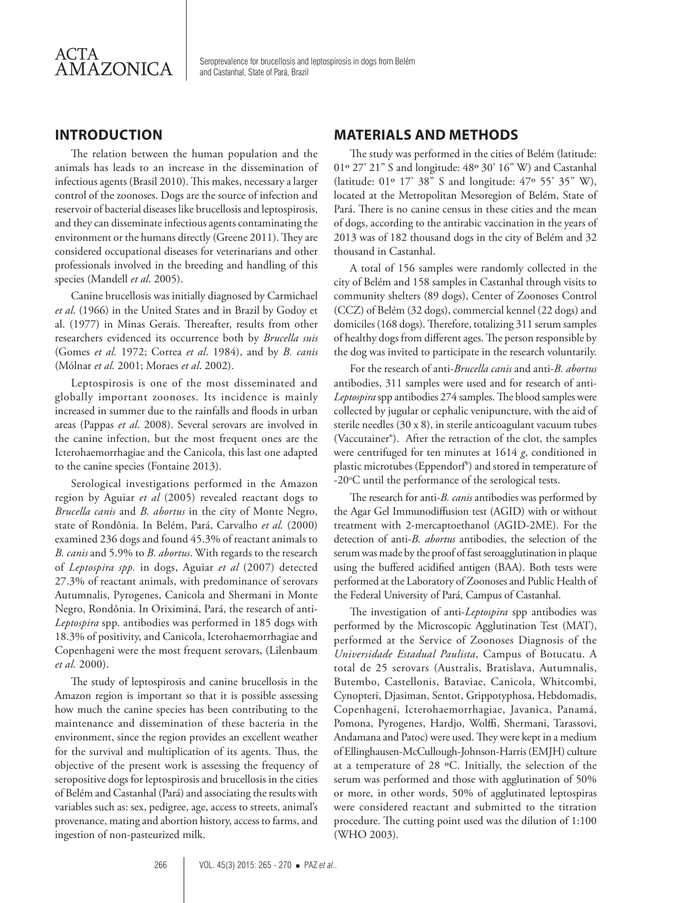## INTRODUCTION

The relation between the human population and the animals has leads to an increase in the dissemination of infectious agents (Brasil 2010). This makes, necessary a larger control of the zoonoses. Dogs are the source of infection and reservoir of bacterial diseases like brucellosis and leptospirosis, and they can disseminate infectious agents contaminating the environment or the humans directly (Greene 2011). They are considered occupational diseases for veterinarians and other professionals involved in the breeding and handling of this species (Mandell *et al*. 2005).

Canine brucellosis was initially diagnosed by Carmichael *et al*. (1966) in the United States and in Brazil by Godoy et al. (1977) in Minas Gerais. Thereafter, results from other researchers evidenced its occurrence both by *Brucella suis* (Gomes *et al.* 1972; Correa *et al*. 1984), and by *B. canis* (Mólnar *et al.* 2001; Moraes *et al*. 2002).

Leptospirosis is one of the most disseminated and globally important zoonoses. Its incidence is mainly increased in summer due to the rainfalls and floods in urban areas (Pappas *et al*. 2008). Several serovars are involved in the canine infection, but the most frequent ones are the Icterohaemorrhagiae and the Canicola, this last one adapted to the canine species (Fontaine 2013).

Serological investigations performed in the Amazon region by Aguiar *et al* (2005) revealed reactant dogs to *Brucella canis* and *B. abortus* in the city of Monte Negro, state of Rondônia. In Belém, Pará, Carvalho *et al.* (2000) examined 236 dogs and found 45.3% of reactant animals to *B. canis* and 5.9% to *B. abortus*. With regards to the research of *Leptospira spp*. in dogs, Aguiar *et al* (2007) detected 27.3% of reactant animals, with predominance of serovars Autumnalis, Pyrogenes, Canicola and Shermani in Monte Negro, Rondônia. In Oriximiná, Pará, the research of anti-*Leptospira* spp. antibodies was performed in 185 dogs with 18.3% of positivity, and Canicola, Icterohaemorrhagiae and Copenhageni were the most frequent serovars, (Lilenbaum *et al.* 2000).

The study of leptospirosis and canine brucellosis in the Amazon region is important so that it is possible assessing how much the canine species has been contributing to the maintenance and dissemination of these bacteria in the environment, since the region provides an excellent weather for the survival and multiplication of its agents. Thus, the objective of the present work is assessing the frequency of seropositive dogs for leptospirosis and brucellosis in the cities of Belém and Castanhal (Pará) and associating the results with variables such as: sex, pedigree, age, access to streets, animal's provenance, mating and abortion history, access to farms, and ingestion of non-pasteurized milk.

## MATERIALS AND METHODS

The study was performed in the cities of Belém (latitude: 01º 27' 21" S and longitude: 48º 30' 16" W) and Castanhal (latitude: 01º 17' 38" S and longitude: 47º 55' 35" W), located at the Metropolitan Mesoregion of Belém, State of Pará. There is no canine census in these cities and the mean of dogs, according to the antirabic vaccination in the years of 2013 was of 182 thousand dogs in the city of Belém and 32 thousand in Castanhal.

A total of 156 samples were randomly collected in the city of Belém and 158 samples in Castanhal through visits to community shelters (89 dogs), Center of Zoonoses Control (CCZ) of Belém (32 dogs), commercial kennel (22 dogs) and domiciles (168 dogs). Therefore, totalizing 311 serum samples of healthy dogs from different ages. The person responsible by the dog was invited to participate in the research voluntarily.

For the research of anti-*Brucella canis* and anti-*B. abortus* antibodies, 311 samples were used and for research of anti-*Leptospira* spp antibodies 274 samples. The blood samples were collected by jugular or cephalic venipuncture, with the aid of sterile needles (30 x 8), in sterile anticoagulant vacuum tubes (Vaccutainer®). After the retraction of the clot, the samples were centrifuged for ten minutes at 1614 *g*, conditioned in plastic microtubes (Eppendorf®) and stored in temperature of -20°C until the performance of the serological tests.

The research for anti-*B. canis* antibodies was performed by the Agar Gel Immunodiffusion test (AGID) with or without treatment with 2-mercaptoethanol (AGID-2ME). For the detection of anti-*B. abortus* antibodies, the selection of the serum was made by the proof of fast seroagglutination in plaque using the buffered acidified antigen (BAA). Both tests were performed at the Laboratory of Zoonoses and Public Health of the Federal University of Pará, Campus of Castanhal.

The investigation of anti-*Leptospira* spp antibodies was performed by the Microscopic Agglutination Test (MAT), performed at the Service of Zoonoses Diagnosis of the *Universidade Estadual Paulista*, Campus of Botucatu. A total de 25 serovars (Australis, Bratislava, Autumnalis, Butembo, Castellonis, Bataviae, Canicola, Whitcombi, Cynopteri, Djasiman, Sentot, Grippotyphosa, Hebdomadis, Copenhageni, Icterohaemorrhagiae, Javanica, Panamá, Pomona, Pyrogenes, Hardjo, Wolffi, Shermani, Tarassovi, Andamana and Patoc) were used. They were kept in a medium of Ellinghausen-McCullough-Johnson-Harris (EMJH) culture at a temperature of 28 ºC. Initially, the selection of the serum was performed and those with agglutination of 50% or more, in other words, 50% of agglutinated leptospiras were considered reactant and submitted to the titration procedure. The cutting point used was the dilution of 1:100 (WHO 2003).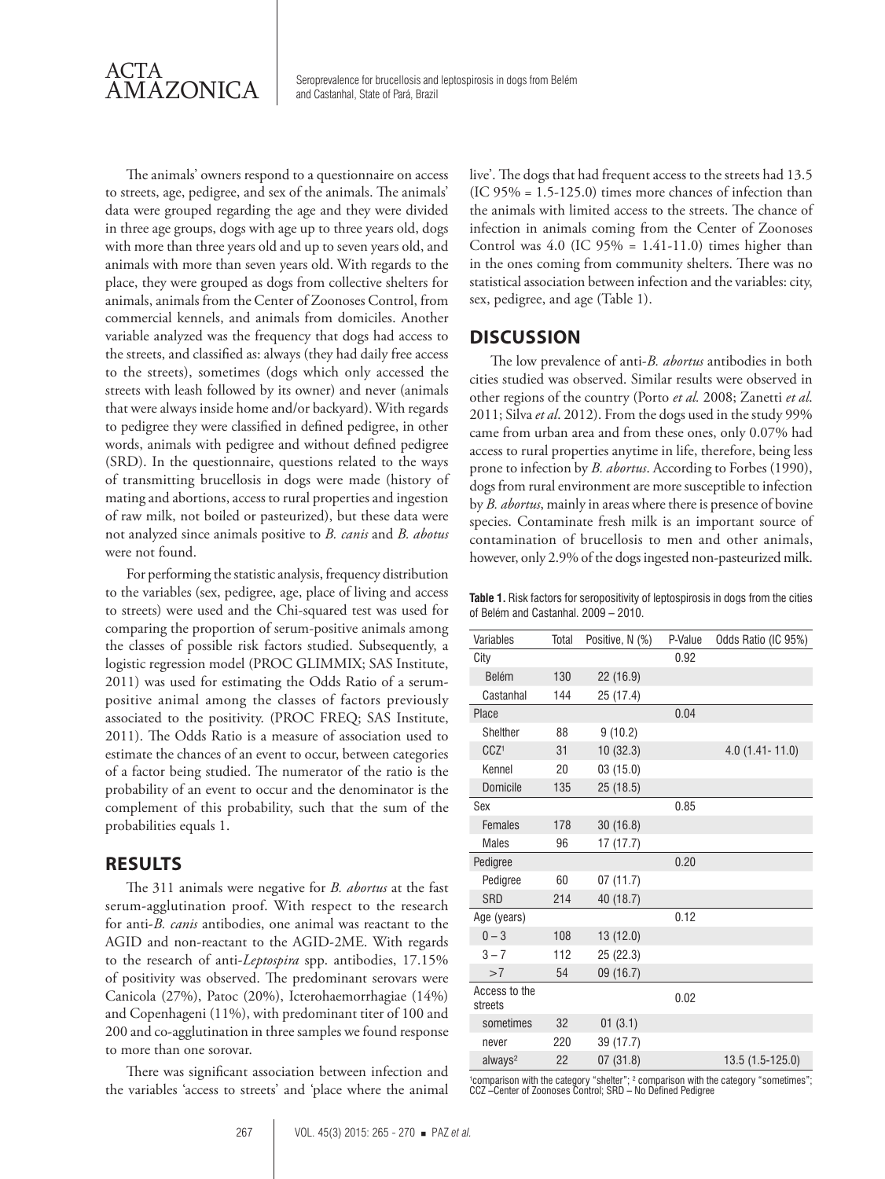The animals' owners respond to a questionnaire on access to streets, age, pedigree, and sex of the animals. The animals' data were grouped regarding the age and they were divided in three age groups, dogs with age up to three years old, dogs with more than three years old and up to seven years old, and animals with more than seven years old. With regards to the place, they were grouped as dogs from collective shelters for animals, animals from the Center of Zoonoses Control, from commercial kennels, and animals from domiciles. Another variable analyzed was the frequency that dogs had access to the streets, and classified as: always (they had daily free access to the streets), sometimes (dogs which only accessed the streets with leash followed by its owner) and never (animals that were always inside home and/or backyard). With regards to pedigree they were classified in defined pedigree, in other words, animals with pedigree and without defined pedigree (SRD). In the questionnaire, questions related to the ways of transmitting brucellosis in dogs were made (history of mating and abortions, access to rural properties and ingestion of raw milk, not boiled or pasteurized), but these data were not analyzed since animals positive to *B. canis* and *B. abotus* were not found.

For performing the statistic analysis, frequency distribution to the variables (sex, pedigree, age, place of living and access to streets) were used and the Chi-squared test was used for comparing the proportion of serum-positive animals among the classes of possible risk factors studied. Subsequently, a logistic regression model (PROC GLIMMIX; SAS Institute, 2011) was used for estimating the Odds Ratio of a serum-positive animal among the classes of factors previously associated to the positivity. (PROC FREQ; SAS Institute, 2011). The Odds Ratio is a measure of association used to estimate the chances of an event to occur, between categories of a factor being studied. The numerator of the ratio is the probability of an event to occur and the denominator is the complement of this probability, such that the sum of the probabilities equals 1.

## RESULTS

The 311 animals were negative for *B. abortus* at the fast serum-agglutination proof. With respect to the research for anti-*B. canis* antibodies, one animal was reactant to the AGID and non-reactant to the AGID-2ME. With regards to the research of anti-*Leptospira* spp. antibodies, 17.15% of positivity was observed. The predominant serovars were Canicola (27%), Patoc (20%), Icterohaemorrhagiae (14%) and Copenhageni (11%), with predominant titer of 100 and 200 and co-agglutination in three samples we found response to more than one sorovar.

There was significant association between infection and the variables 'access to streets' and 'place where the animal live'. The dogs that had frequent access to the streets had 13.5 (IC 95% = 1.5-125.0) times more chances of infection than the animals with limited access to the streets. The chance of infection in animals coming from the Center of Zoonoses Control was 4.0 (IC 95% = 1.41-11.0) times higher than in the ones coming from community shelters. There was no statistical association between infection and the variables: city, sex, pedigree, and age (Table 1).

## DISCUSSION

The low prevalence of anti-*B. abortus* antibodies in both cities studied was observed. Similar results were observed in other regions of the country (Porto *et al.* 2008; Zanetti *et al.* 2011; Silva *et al*. 2012). From the dogs used in the study 99% came from urban area and from these ones, only 0.07% had access to rural properties anytime in life, therefore, being less prone to infection by *B. abortus*. According to Forbes (1990), dogs from rural environment are more susceptible to infection by *B. abortus*, mainly in areas where there is presence of bovine species. Contaminate fresh milk is an important source of contamination of brucellosis to men and other animals, however, only 2.9% of the dogs ingested non-pasteurized milk.

**Table 1.** Risk factors for seropositivity of leptospirosis in dogs from the cities of Belém and Castanhal. 2009 – 2010.

| Variables | Total | Positive, N (%) | P-Value | Odds Ratio (IC 95%) |
|---|---|---|---|---|
| City | | | 0.92 | |
| Belém | 130 | 22 (16.9) | | |
| Castanhal | 144 | 25 (17.4) | | |
| Place | | | 0.04 | |
| Shelther | 88 | 9 (10.2) | | |
| CCZ[1] | 31 | 10 (32.3) | | 4.0 (1.41- 11.0) |
| Kennel | 20 | 03 (15.0) | | |
| Domicile | 135 | 25 (18.5) | | |
| Sex | | | 0.85 | |
| Females | 178 | 30 (16.8) | | |
| Males | 96 | 17 (17.7) | | |
| Pedigree | | | 0.20 | |
| Pedigree | 60 | 07 (11.7) | | |
| SRD | 214 | 40 (18.7) | | |
| Age (years) | | | 0.12 | |
| 0 – 3 | 108 | 13 (12.0) | | |
| 3 – 7 | 112 | 25 (22.3) | | |
| >7 | 54 | 09 (16.7) | | |
| Access to the streets | | | 0.02 | |
| sometimes | 32 | 01 (3.1) | | |
| never | 220 | 39 (17.7) | | |
| always[2] | 22 | 07 (31.8) | | 13.5 (1.5-125.0) |

[1]comparison with the category "shelter"; [2] comparison with the category "sometimes"; CCZ –Center of Zoonoses Control; SRD – No Defined Pedigree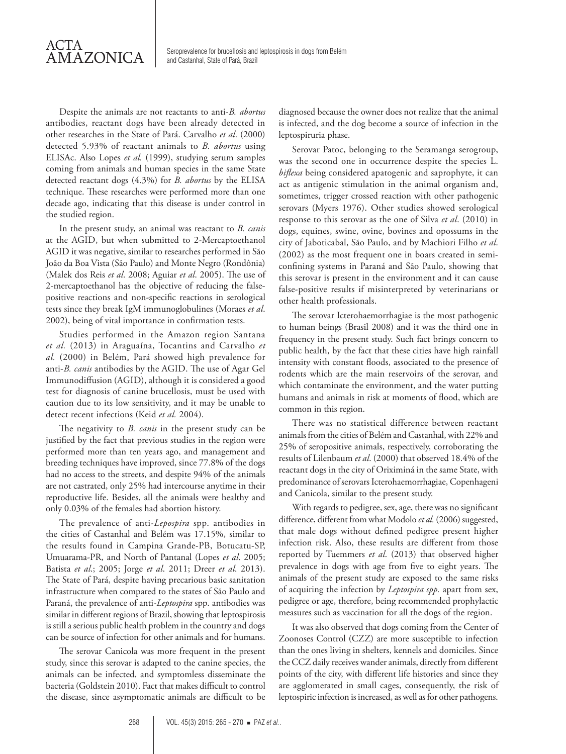Despite the animals are not reactants to anti-*B. abortus* antibodies, reactant dogs have been already detected in other researches in the State of Pará. Carvalho *et al*. (2000) detected 5.93% of reactant animals to *B. abortus* using ELISAc. Also Lopes *et al.* (1999), studying serum samples coming from animals and human species in the same State detected reactant dogs (4.3%) for *B. abortus* by the ELISA technique. These researches were performed more than one decade ago, indicating that this disease is under control in the studied region.

In the present study, an animal was reactant to *B. canis* at the AGID, but when submitted to 2-Mercaptoethanol AGID it was negative, similar to researches performed in São João da Boa Vista (São Paulo) and Monte Negro (Rondônia) (Malek dos Reis *et al*. 2008; Aguiar *et al*. 2005). The use of 2-mercaptoethanol has the objective of reducing the false-positive reactions and non-specific reactions in serological tests since they break IgM immunoglobulines (Moraes *et al*. 2002), being of vital importance in confirmation tests.

Studies performed in the Amazon region Santana *et al.* (2013) in Araguaína, Tocantins and Carvalho *et al.* (2000) in Belém, Pará showed high prevalence for anti-*B. canis* antibodies by the AGID. The use of Agar Gel Immunodiffusion (AGID), although it is considered a good test for diagnosis of canine brucellosis, must be used with caution due to its low sensitivity, and it may be unable to detect recent infections (Keid *et al.* 2004).

The negativity to *B. canis* in the present study can be justified by the fact that previous studies in the region were performed more than ten years ago, and management and breeding techniques have improved, since 77.8% of the dogs had no access to the streets, and despite 94% of the animals are not castrated, only 25% had intercourse anytime in their reproductive life. Besides, all the animals were healthy and only 0.03% of the females had abortion history.

The prevalence of anti-*Lepospira* spp. antibodies in the cities of Castanhal and Belém was 17.15%, similar to the results found in Campina Grande-PB, Botucatu-SP, Umuarama-PR, and North of Pantanal (Lopes *et al*. 2005; Batista *et al*.; 2005; Jorge *et al*. 2011; Dreer *et al*. 2013). The State of Pará, despite having precarious basic sanitation infrastructure when compared to the states of São Paulo and Paraná, the prevalence of anti-*Leptospira* spp. antibodies was similar in different regions of Brazil, showing that leptospirosis is still a serious public health problem in the country and dogs can be source of infection for other animals and for humans.

The serovar Canicola was more frequent in the present study, since this serovar is adapted to the canine species, the animals can be infected, and symptomless disseminate the bacteria (Goldstein 2010). Fact that makes difficult to control the disease, since asymptomatic animals are difficult to be diagnosed because the owner does not realize that the animal is infected, and the dog become a source of infection in the leptospiruria phase.

Serovar Patoc, belonging to the Seramanga serogroup, was the second one in occurrence despite the species L. *biflexa* being considered apatogenic and saprophyte, it can act as antigenic stimulation in the animal organism and, sometimes, trigger crossed reaction with other pathogenic serovars (Myers 1976). Other studies showed serological response to this serovar as the one of Silva *et al*. (2010) in dogs, equines, swine, ovine, bovines and opossums in the city of Jaboticabal, São Paulo, and by Machiori Filho *et al*. (2002) as the most frequent one in boars created in semi-confining systems in Paraná and São Paulo, showing that this serovar is present in the environment and it can cause false-positive results if misinterpreted by veterinarians or other health professionals.

The serovar Icterohaemorrhagiae is the most pathogenic to human beings (Brasil 2008) and it was the third one in frequency in the present study. Such fact brings concern to public health, by the fact that these cities have high rainfall intensity with constant floods, associated to the presence of rodents which are the main reservoirs of the serovar, and which contaminate the environment, and the water putting humans and animals in risk at moments of flood, which are common in this region.

There was no statistical difference between reactant animals from the cities of Belém and Castanhal, with 22% and 25% of seropositive animals, respectively, corroborating the results of Lilenbaum *et al*. (2000) that observed 18.4% of the reactant dogs in the city of Oriximiná in the same State, with predominance of serovars Icterohaemorrhagiae, Copenhageni and Canicola, similar to the present study.

With regards to pedigree, sex, age, there was no significant difference, different from what Modolo *et al.* (2006) suggested, that male dogs without defined pedigree present higher infection risk. Also, these results are different from those reported by Tuemmers *et al*. (2013) that observed higher prevalence in dogs with age from five to eight years. The animals of the present study are exposed to the same risks of acquiring the infection by *Leptospira spp.* apart from sex, pedigree or age, therefore, being recommended prophylactic measures such as vaccination for all the dogs of the region.

It was also observed that dogs coming from the Center of Zoonoses Control (CZZ) are more susceptible to infection than the ones living in shelters, kennels and domiciles. Since the CCZ daily receives wander animals, directly from different points of the city, with different life histories and since they are agglomerated in small cages, consequently, the risk of leptospiric infection is increased, as well as for other pathogens.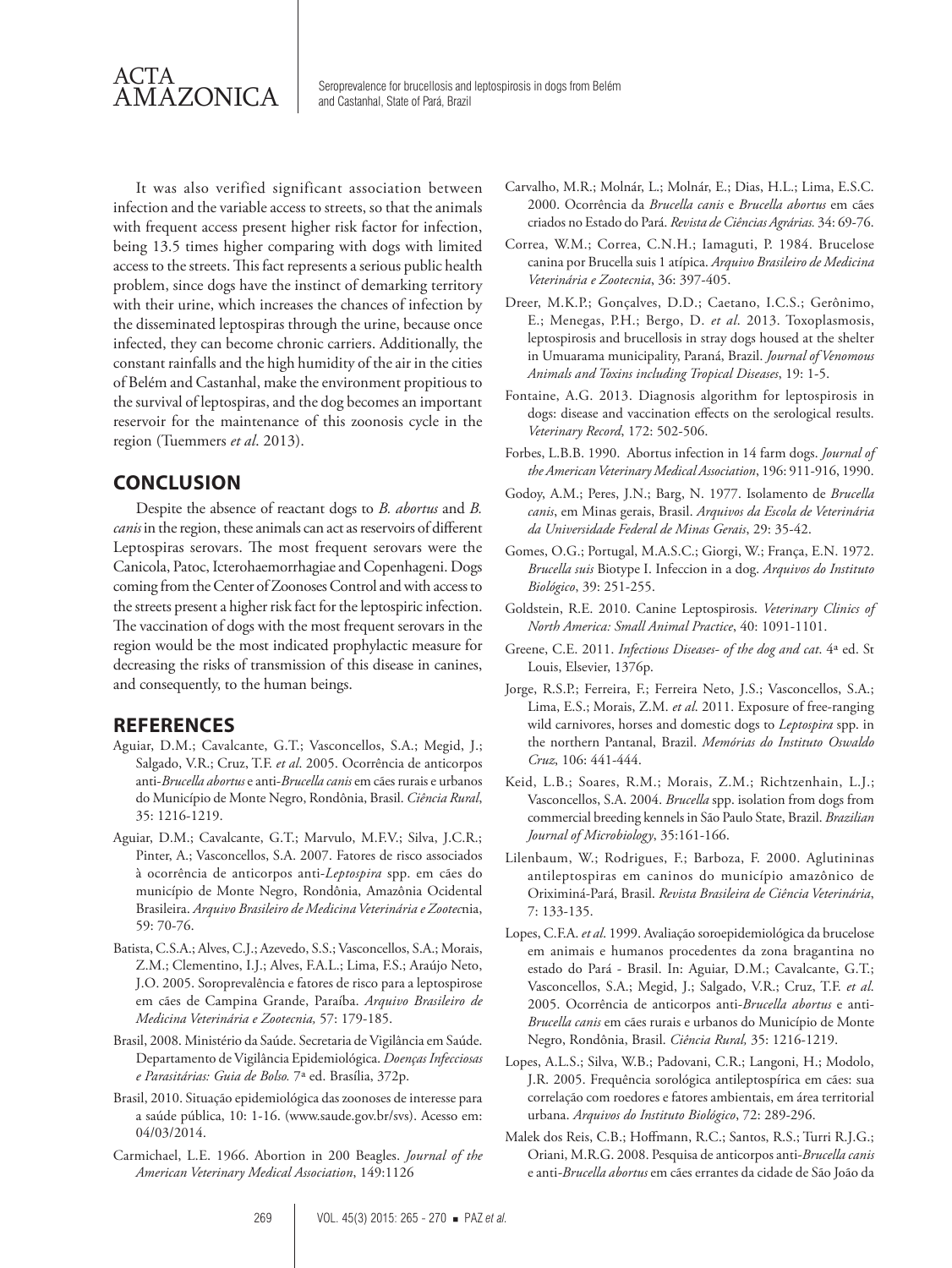It was also verified significant association between infection and the variable access to streets, so that the animals with frequent access present higher risk factor for infection, being 13.5 times higher comparing with dogs with limited access to the streets. This fact represents a serious public health problem, since dogs have the instinct of demarking territory with their urine, which increases the chances of infection by the disseminated leptospiras through the urine, because once infected, they can become chronic carriers. Additionally, the constant rainfalls and the high humidity of the air in the cities of Belém and Castanhal, make the environment propitious to the survival of leptospiras, and the dog becomes an important reservoir for the maintenance of this zoonosis cycle in the region (Tuemmers *et al*. 2013).

## CONCLUSION

Despite the absence of reactant dogs to *B. abortus* and *B. canis* in the region, these animals can act as reservoirs of different Leptospiras serovars. The most frequent serovars were the Canicola, Patoc, Icterohaemorrhagiae and Copenhageni. Dogs coming from the Center of Zoonoses Control and with access to the streets present a higher risk fact for the leptospiric infection. The vaccination of dogs with the most frequent serovars in the region would be the most indicated prophylactic measure for decreasing the risks of transmission of this disease in canines, and consequently, to the human beings.

## REFERENCES

Aguiar, D.M.; Cavalcante, G.T.; Vasconcellos, S.A.; Megid, J.; Salgado, V.R.; Cruz, T.F. *et al*. 2005. Ocorrência de anticorpos anti-*Brucella abortus* e anti-*Brucella canis* em cães rurais e urbanos do Município de Monte Negro, Rondônia, Brasil. *Ciência Rural*, 35: 1216-1219.

Aguiar, D.M.; Cavalcante, G.T.; Marvulo, M.F.V.; Silva, J.C.R.; Pinter, A.; Vasconcellos, S.A. 2007. Fatores de risco associados à ocorrência de anticorpos anti-*Leptospira* spp. em cães do município de Monte Negro, Rondônia, Amazônia Ocidental Brasileira. *Arquivo Brasileiro de Medicina Veterinária e Zootec*nia, 59: 70-76.

Batista, C.S.A.; Alves, C.J.; Azevedo, S.S.; Vasconcellos, S.A.; Morais, Z.M.; Clementino, I.J.; Alves, F.A.L.; Lima, F.S.; Araújo Neto, J.O. 2005. Soroprevalência e fatores de risco para a leptospirose em cães de Campina Grande, Paraíba. *Arquivo Brasileiro de Medicina Veterinária e Zootecnia,* 57: 179-185.

Brasil, 2008. Ministério da Saúde. Secretaria de Vigilância em Saúde. Departamento de Vigilância Epidemiológica. *Doenças Infecciosas e Parasitárias: Guia de Bolso.* 7ª ed. Brasília, 372p.

Brasil, 2010. Situação epidemiológica das zoonoses de interesse para a saúde pública, 10: 1-16. (www.saude.gov.br/svs). Acesso em: 04/03/2014.

Carmichael, L.E. 1966. Abortion in 200 Beagles. *Journal of the American Veterinary Medical Association*, 149:1126

Carvalho, M.R.; Molnár, L.; Molnár, E.; Dias, H.L.; Lima, E.S.C. 2000. Ocorrência da *Brucella canis* e *Brucella abortus* em cães criados no Estado do Pará. *Revista de Ciências Agrárias.* 34: 69-76.

Correa, W.M.; Correa, C.N.H.; Iamaguti, P. 1984. Brucelose canina por Brucella suis 1 atípica. *Arquivo Brasileiro de Medicina Veterinária e Zootecnia*, 36: 397-405.

Dreer, M.K.P.; Gonçalves, D.D.; Caetano, I.C.S.; Gerônimo, E.; Menegas, P.H.; Bergo, D. *et al*. 2013. Toxoplasmosis, leptospirosis and brucellosis in stray dogs housed at the shelter in Umuarama municipality, Paraná, Brazil. *Journal of Venomous Animals and Toxins including Tropical Diseases*, 19: 1-5.

Fontaine, A.G. 2013. Diagnosis algorithm for leptospirosis in dogs: disease and vaccination effects on the serological results. *Veterinary Record*, 172: 502-506.

Forbes, L.B.B. 1990. Abortus infection in 14 farm dogs. *Journal of the American Veterinary Medical Association*, 196: 911-916, 1990.

Godoy, A.M.; Peres, J.N.; Barg, N. 1977. Isolamento de *Brucella canis*, em Minas gerais, Brasil. *Arquivos da Escola de Veterinária da Universidade Federal de Minas Gerais*, 29: 35-42.

Gomes, O.G.; Portugal, M.A.S.C.; Giorgi, W.; França, E.N. 1972. *Brucella suis* Biotype I. Infeccion in a dog. *Arquivos do Instituto Biológico*, 39: 251-255.

Goldstein, R.E. 2010. Canine Leptospirosis. *Veterinary Clinics of North America: Small Animal Practice*, 40: 1091-1101.

Greene, C.E. 2011. *Infectious Diseases- of the dog and cat*. 4ª ed. St Louis, Elsevier, 1376p.

Jorge, R.S.P.; Ferreira, F.; Ferreira Neto, J.S.; Vasconcellos, S.A.; Lima, E.S.; Morais, Z.M. *et al*. 2011. Exposure of free-ranging wild carnivores, horses and domestic dogs to *Leptospira* spp. in the northern Pantanal, Brazil. *Memórias do Instituto Oswaldo Cruz*, 106: 441-444.

Keid, L.B.; Soares, R.M.; Morais, Z.M.; Richtzenhain, L.J.; Vasconcellos, S.A. 2004. *Brucella* spp. isolation from dogs from commercial breeding kennels in São Paulo State, Brazil. *Brazilian Journal of Microbiology*, 35:161-166.

Lilenbaum, W.; Rodrigues, F.; Barboza, F. 2000. Aglutininas antileptospiras em caninos do município amazônico de Oriximiná-Pará, Brasil. *Revista Brasileira de Ciência Veterinária*, 7: 133-135.

Lopes, C.F.A. *et al*. 1999. Avaliação soroepidemiológica da brucelose em animais e humanos procedentes da zona bragantina no estado do Pará - Brasil. In: Aguiar, D.M.; Cavalcante, G.T.; Vasconcellos, S.A.; Megid, J.; Salgado, V.R.; Cruz, T.F. *et al.* 2005. Ocorrência de anticorpos anti-*Brucella abortus* e anti-*Brucella canis* em cães rurais e urbanos do Município de Monte Negro, Rondônia, Brasil. *Ciência Rural,* 35: 1216-1219.

Lopes, A.L.S.; Silva, W.B.; Padovani, C.R.; Langoni, H.; Modolo, J.R. 2005. Frequência sorológica antileptospírica em cães: sua correlação com roedores e fatores ambientais, em área territorial urbana. *Arquivos do Instituto Biológico*, 72: 289-296.

Malek dos Reis, C.B.; Hoffmann, R.C.; Santos, R.S.; Turri R.J.G.; Oriani, M.R.G. 2008. Pesquisa de anticorpos anti-*Brucella canis* e anti-*Brucella abortus* em cães errantes da cidade de São João da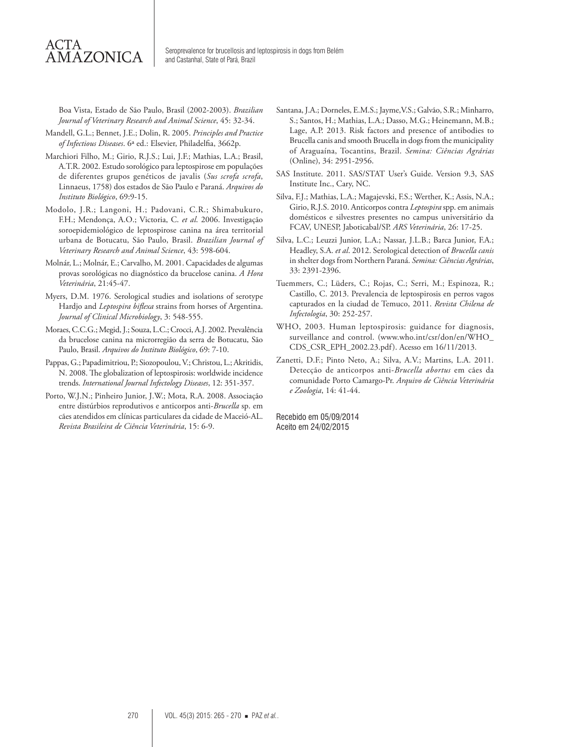Boa Vista, Estado de São Paulo, Brasil (2002-2003). *Brazilian Journal of Veterinary Research and Animal Science*, 45: 32-34.

Mandell, G.L.; Bennet, J.E.; Dolin, R. 2005. *Principles and Practice of Infectious Diseases*. 6ª ed.: Elsevier, Philadelfia, 3662p.

Marchiori Filho, M.; Girio, R.J.S.; Lui, J.F.; Mathias, L.A.; Brasil, A.T.R. 2002. Estudo sorológico para leptospirose em populações de diferentes grupos genéticos de javalis (*Sus scrofa scrofa*, Linnaeus, 1758) dos estados de São Paulo e Paraná. *Arquivos do Instituto Biológico*, 69:9-15.

Modolo, J.R.; Langoni, H.; Padovani, C.R.; Shimabukuro, F.H.; Mendonça, A.O.; Victoria, C. *et al*. 2006. Investigação soroepidemiológico de leptospirose canina na área territorial urbana de Botucatu, São Paulo, Brasil. *Brazilian Journal of Veterinary Research and Animal Science*, 43: 598-604.

Molnár, L.; Molnár, E.; Carvalho, M. 2001. Capacidades de algumas provas sorológicas no diagnóstico da brucelose canina. *A Hora Veterinária*, 21:45-47.

Myers, D.M. 1976. Serological studies and isolations of serotype Hardjo and *Leptospira biflexa* strains from horses of Argentina. *Journal of Clinical Microbiology*, 3: 548-555.

Moraes, C.C.G.; Megid, J.; Souza, L.C.; Crocci, A.J. 2002. Prevalência da brucelose canina na microrregião da serra de Botucatu, São Paulo, Brasil. *Arquivos do Instituto Biológico*, 69: 7-10.

Pappas, G.; Papadimitriou, P.; Siozopoulou, V.; Christou, L.; Akritidis, N. 2008. The globalization of leptospirosis: worldwide incidence trends. *International Journal Infectology Diseases*, 12: 351-357.

Porto, W.J.N.; Pinheiro Junior, J.W.; Mota, R.A. 2008. Associação entre distúrbios reprodutivos e anticorpos anti-*Brucella* sp. em cães atendidos em clínicas particulares da cidade de Maceió-AL. *Revista Brasileira de Ciência Veterinária*, 15: 6-9.

Santana, J.A.; Dorneles, E.M.S.; Jayme,V.S.; Galvão, S.R.; Minharro, S.; Santos, H.; Mathias, L.A.; Dasso, M.G.; Heinemann, M.B.; Lage, A.P. 2013. Risk factors and presence of antibodies to Brucella canis and smooth Brucella in dogs from the municipality of Araguaína, Tocantins, Brazil. *Semina: Ciências Agrárias* (Online), 34: 2951-2956.

SAS Institute. 2011. SAS/STAT User's Guide. Version 9.3, SAS Institute Inc., Cary, NC.

Silva, F.J.; Mathias, L.A.; Magajevski, F.S.; Werther, K.; Assis, N.A.; Girio, R.J.S. 2010. Anticorpos contra *Leptospira* spp. em animais domésticos e silvestres presentes no campus universitário da FCAV, UNESP, Jaboticabal/SP. *ARS Veterinária*, 26: 17-25.

Silva, L.C.; Leuzzi Junior, L.A.; Nassar, J.L.B.; Barca Junior, F.A.; Headley, S.A. *et al*. 2012. Serological detection of *Brucella canis* in shelter dogs from Northern Paraná. *Semina: Ciências Agrárias*, 33: 2391-2396.

Tuemmers, C.; Lüders, C.; Rojas, C.; Serri, M.; Espinoza, R.; Castillo, C. 2013. Prevalencia de leptospirosis en perros vagos capturados en la ciudad de Temuco, 2011. *Revista Chilena de Infectologia*, 30: 252-257.

WHO, 2003. Human leptospirosis: guidance for diagnosis, surveillance and control. (www.who.int/csr/don/en/WHO_CDS_CSR_EPH_2002.23.pdf). Acesso em 16/11/2013.

Zanetti, D.F.; Pinto Neto, A.; Silva, A.V.; Martins, L.A. 2011. Detecção de anticorpos anti-*Brucella abortus* em cães da comunidade Porto Camargo-Pr. *Arquivo de Ciência Veterinária e Zoologia*, 14: 41-44.

Recebido em 05/09/2014
Aceito em 24/02/2015